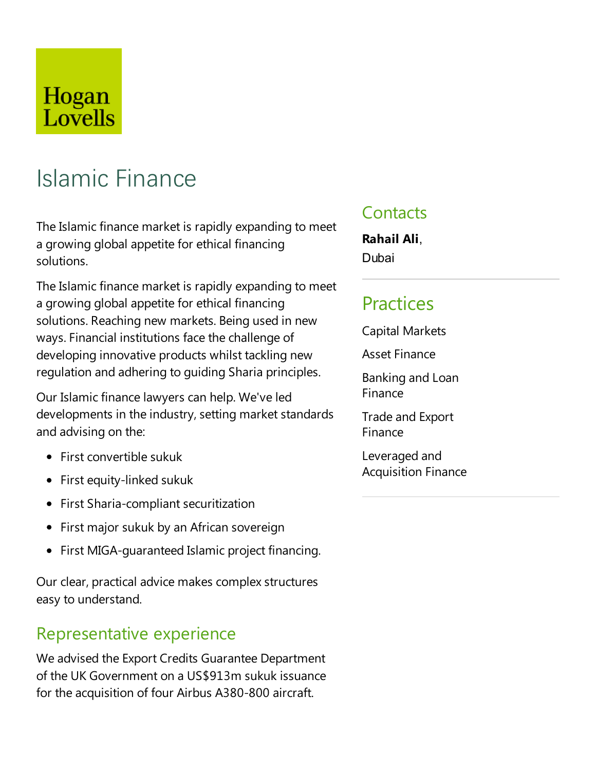Hogan Lovells

# Islamic Finance

The Islamic finance market is rapidly expanding to meet a growing global appetite for ethical financing solutions.

The Islamic finance market is rapidly expanding to meet a growing global appetite for ethical financing solutions. Reaching new markets. Being used in new ways. Financial institutions face the challenge of developing innovative products whilst tackling new regulation and adhering to guiding Sharia principles.

Our Islamic finance lawyers can help. We've led developments in the industry, setting market standards and advising on the:

- First convertible sukuk
- First equity-linked sukuk
- First Sharia-compliant securitization
- First major sukuk by an African sovereign
- First MIGA-guaranteed Islamic project financing.

Our clear, practical advice makes complex structures easy to understand.

## Representative experience

We advised the Export Credits Guarantee Department of the UK Government on a US$913m sukuk issuance for the acquisition of four Airbus A380-800 aircraft.

## Contacts

**Rahail Ali**,
Dubai

## Practices

Capital Markets

Asset Finance

Banking and Loan Finance

Trade and Export Finance

Leveraged and Acquisition Finance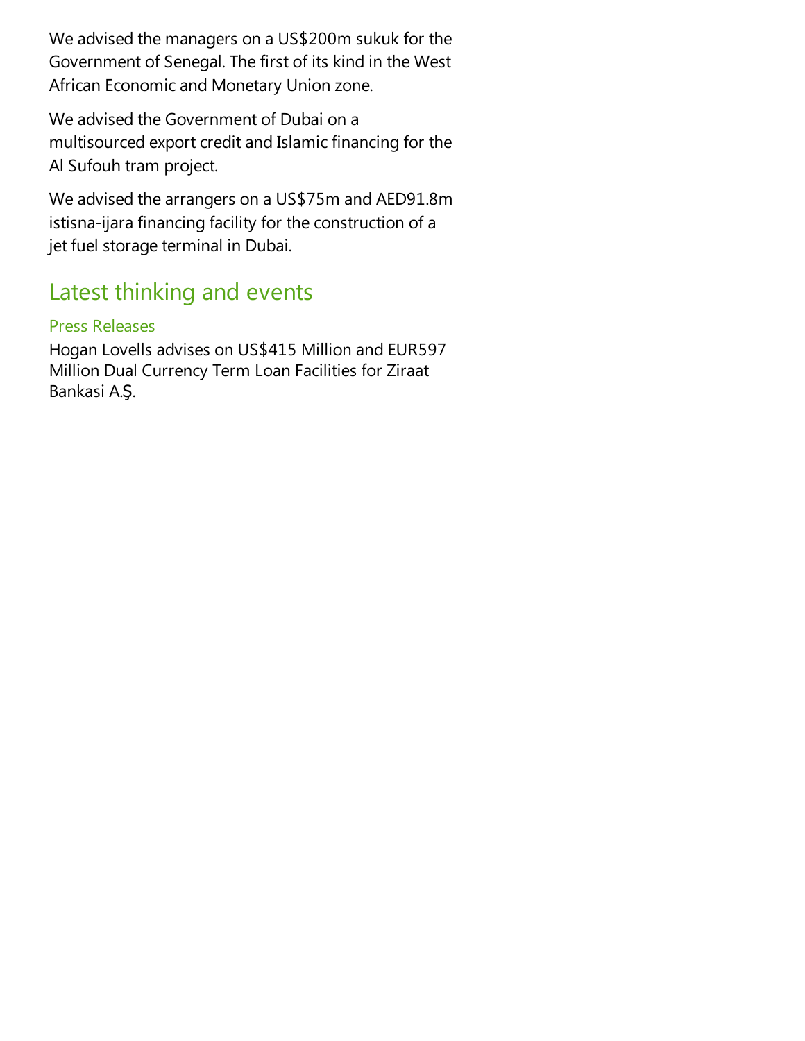We advised the managers on a US$200m sukuk for the Government of Senegal. The first of its kind in the West African Economic and Monetary Union zone.

We advised the Government of Dubai on a multisourced export credit and Islamic financing for the Al Sufouh tram project.

We advised the arrangers on a US$75m and AED91.8m istisna-ijara financing facility for the construction of a jet fuel storage terminal in Dubai.

## Latest thinking and events

### Press Releases

Hogan Lovells advises on US$415 Million and EUR597 Million Dual Currency Term Loan Facilities for Ziraat Bankasi A.Ş.